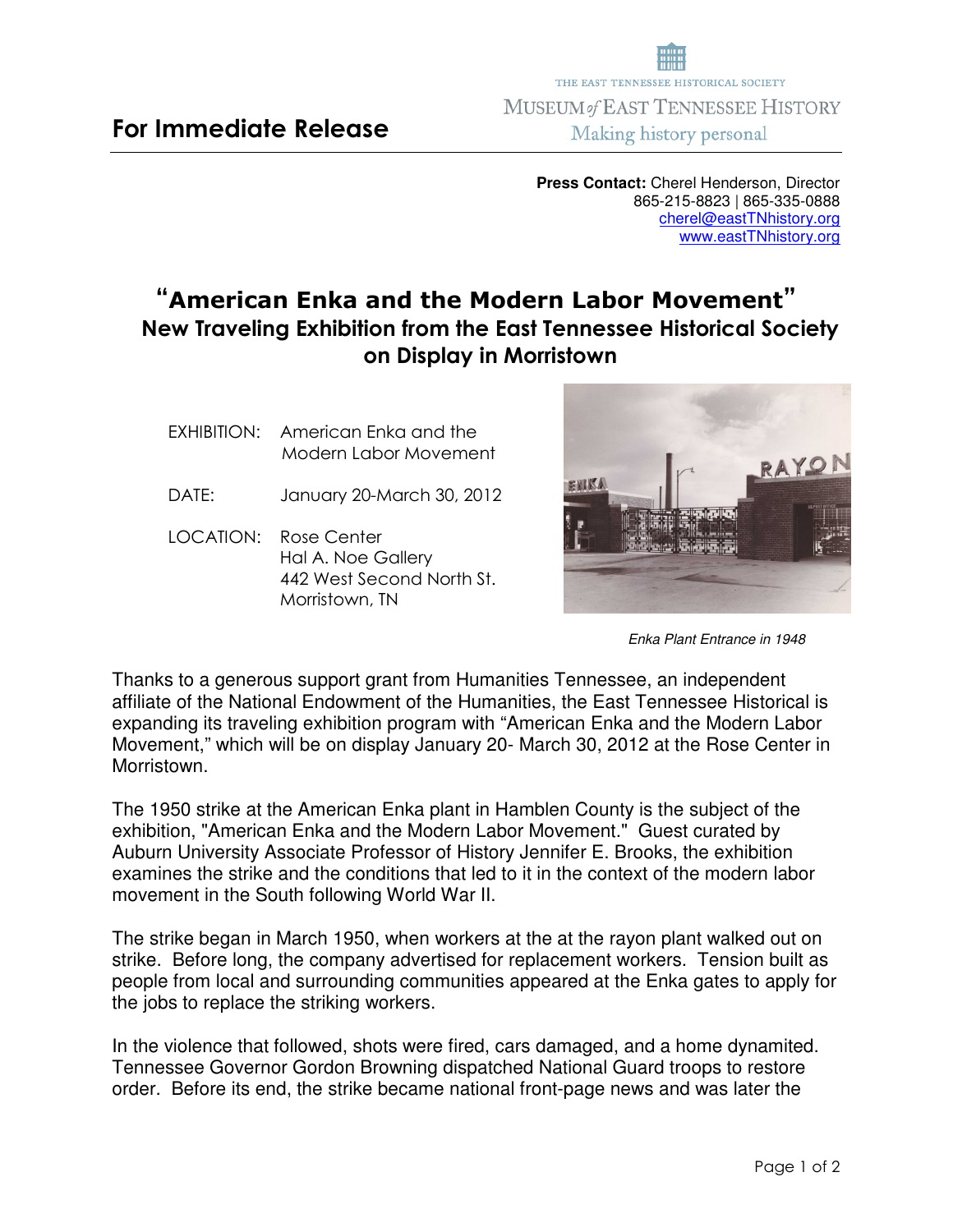THE EAST TENNESSEE HISTORICAL SOCIETY
MUSEUM of EAST TENNESSEE HISTORY
Making history personal

## For Immediate Release

**Press Contact:** Cherel Henderson, Director
865-215-8823 | 865-335-0888
cherel@eastTNhistory.org
www.eastTNhistory.org

# "American Enka and the Modern Labor Movement"

## New Traveling Exhibition from the East Tennessee Historical Society on Display in Morristown

EXHIBITION: American Enka and the Modern Labor Movement

DATE: January 20-March 30, 2012

LOCATION: Rose Center
Hal A. Noe Gallery
442 West Second North St.
Morristown, TN

*Enka Plant Entrance in 1948*

Thanks to a generous support grant from Humanities Tennessee, an independent affiliate of the National Endowment of the Humanities, the East Tennessee Historical is expanding its traveling exhibition program with "American Enka and the Modern Labor Movement," which will be on display January 20- March 30, 2012 at the Rose Center in Morristown.

The 1950 strike at the American Enka plant in Hamblen County is the subject of the exhibition, "American Enka and the Modern Labor Movement." Guest curated by Auburn University Associate Professor of History Jennifer E. Brooks, the exhibition examines the strike and the conditions that led to it in the context of the modern labor movement in the South following World War II.

The strike began in March 1950, when workers at the at the rayon plant walked out on strike. Before long, the company advertised for replacement workers. Tension built as people from local and surrounding communities appeared at the Enka gates to apply for the jobs to replace the striking workers.

In the violence that followed, shots were fired, cars damaged, and a home dynamited. Tennessee Governor Gordon Browning dispatched National Guard troops to restore order. Before its end, the strike became national front-page news and was later the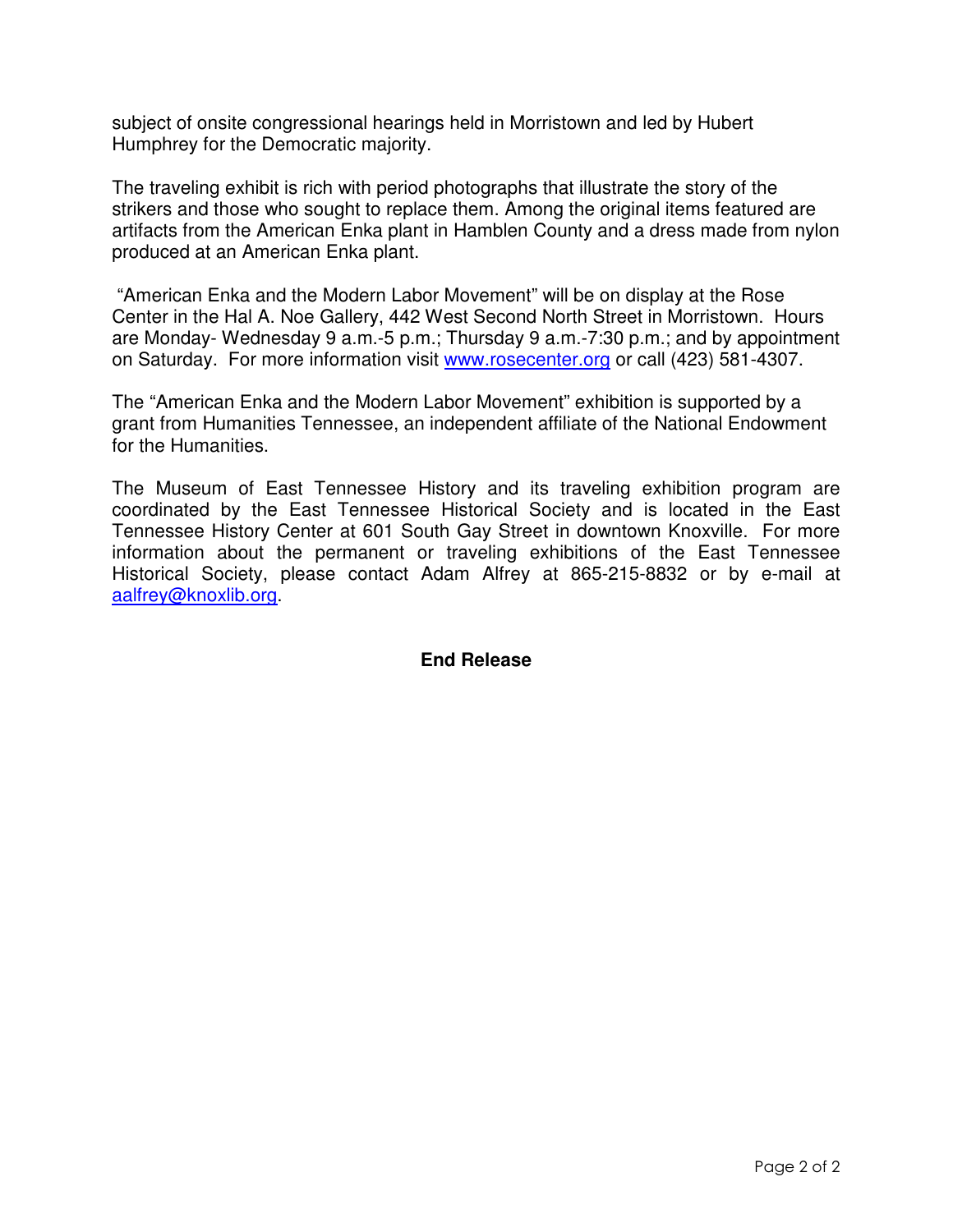subject of onsite congressional hearings held in Morristown and led by Hubert Humphrey for the Democratic majority.

The traveling exhibit is rich with period photographs that illustrate the story of the strikers and those who sought to replace them. Among the original items featured are artifacts from the American Enka plant in Hamblen County and a dress made from nylon produced at an American Enka plant.

"American Enka and the Modern Labor Movement" will be on display at the Rose Center in the Hal A. Noe Gallery, 442 West Second North Street in Morristown. Hours are Monday- Wednesday 9 a.m.-5 p.m.; Thursday 9 a.m.-7:30 p.m.; and by appointment on Saturday. For more information visit www.rosecenter.org or call (423) 581-4307.

The "American Enka and the Modern Labor Movement" exhibition is supported by a grant from Humanities Tennessee, an independent affiliate of the National Endowment for the Humanities.

The Museum of East Tennessee History and its traveling exhibition program are coordinated by the East Tennessee Historical Society and is located in the East Tennessee History Center at 601 South Gay Street in downtown Knoxville. For more information about the permanent or traveling exhibitions of the East Tennessee Historical Society, please contact Adam Alfrey at 865-215-8832 or by e-mail at aalfrey@knoxlib.org.

**End Release**